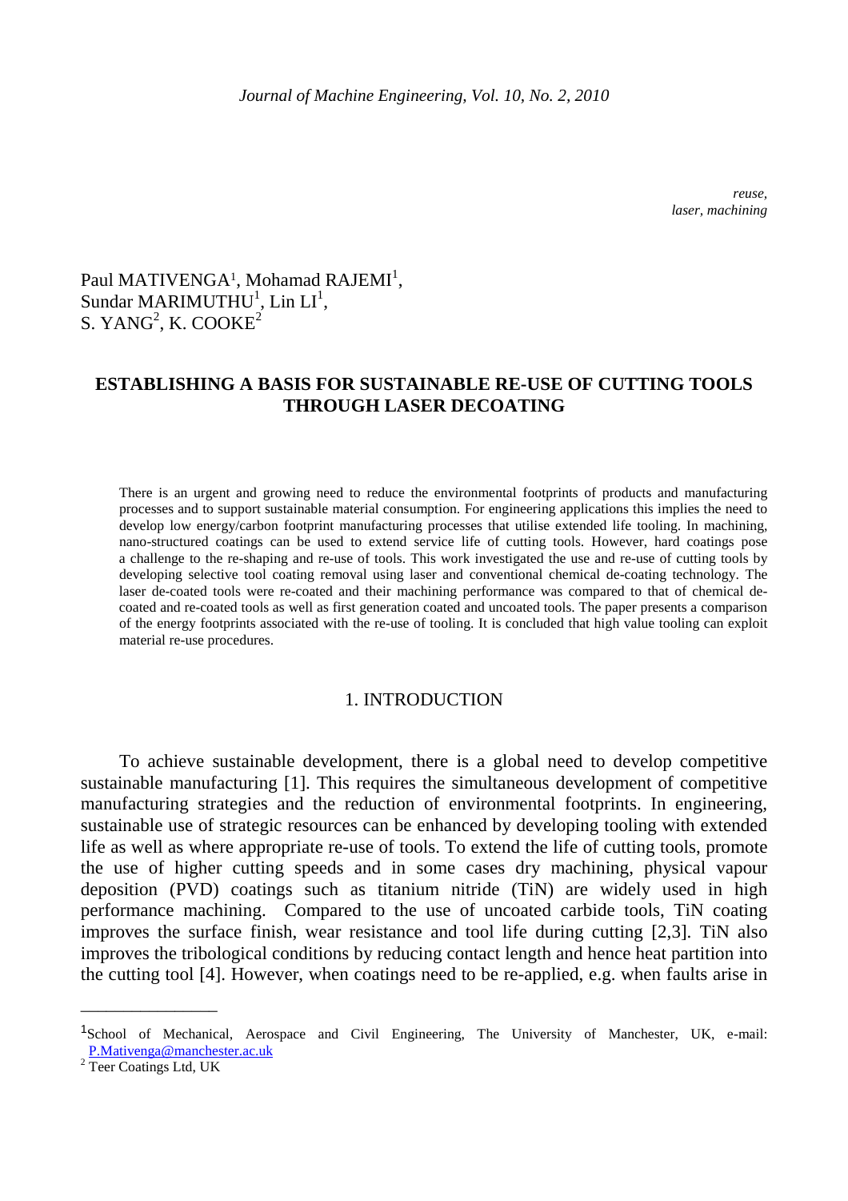*reuse, laser, machining*

Paul MATIVENGA[1], Mohamad RAJEMI[1], Sundar MARIMUTHU[1], Lin LI[1], S. YANG[2], K. COOKE[2]

# ESTABLISHING A BASIS FOR SUSTAINABLE RE-USE OF CUTTING TOOLS THROUGH LASER DECOATING

There is an urgent and growing need to reduce the environmental footprints of products and manufacturing processes and to support sustainable material consumption. For engineering applications this implies the need to develop low energy/carbon footprint manufacturing processes that utilise extended life tooling. In machining, nano-structured coatings can be used to extend service life of cutting tools. However, hard coatings pose a challenge to the re-shaping and re-use of tools. This work investigated the use and re-use of cutting tools by developing selective tool coating removal using laser and conventional chemical de-coating technology. The laser de-coated tools were re-coated and their machining performance was compared to that of chemical de-coated and re-coated tools as well as first generation coated and uncoated tools. The paper presents a comparison of the energy footprints associated with the re-use of tooling. It is concluded that high value tooling can exploit material re-use procedures.

## 1. INTRODUCTION

To achieve sustainable development, there is a global need to develop competitive sustainable manufacturing [1]. This requires the simultaneous development of competitive manufacturing strategies and the reduction of environmental footprints. In engineering, sustainable use of strategic resources can be enhanced by developing tooling with extended life as well as where appropriate re-use of tools. To extend the life of cutting tools, promote the use of higher cutting speeds and in some cases dry machining, physical vapour deposition (PVD) coatings such as titanium nitride (TiN) are widely used in high performance machining. Compared to the use of uncoated carbide tools, TiN coating improves the surface finish, wear resistance and tool life during cutting [2,3]. TiN also improves the tribological conditions by reducing contact length and hence heat partition into the cutting tool [4]. However, when coatings need to be re-applied, e.g. when faults arise in

---

[1] School of Mechanical, Aerospace and Civil Engineering, The University of Manchester, UK, e-mail: P.Mativenga@manchester.ac.uk

[2] Teer Coatings Ltd, UK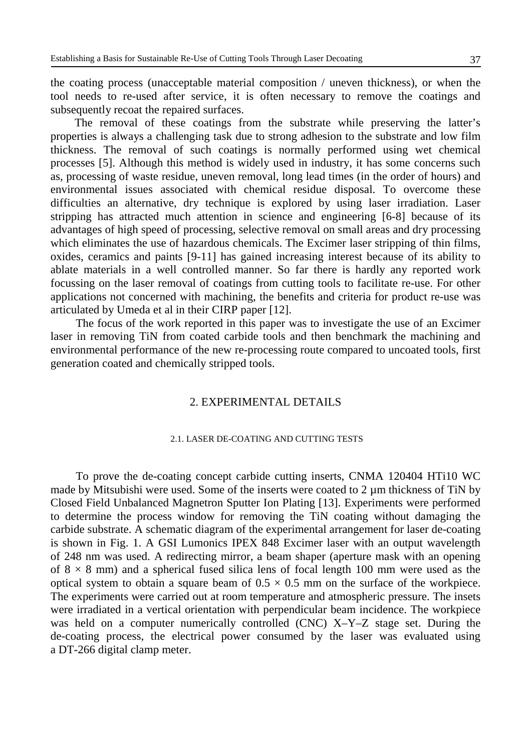the coating process (unacceptable material composition / uneven thickness), or when the tool needs to re-used after service, it is often necessary to remove the coatings and subsequently recoat the repaired surfaces.

The removal of these coatings from the substrate while preserving the latter's properties is always a challenging task due to strong adhesion to the substrate and low film thickness. The removal of such coatings is normally performed using wet chemical processes [5]. Although this method is widely used in industry, it has some concerns such as, processing of waste residue, uneven removal, long lead times (in the order of hours) and environmental issues associated with chemical residue disposal. To overcome these difficulties an alternative, dry technique is explored by using laser irradiation. Laser stripping has attracted much attention in science and engineering [6-8] because of its advantages of high speed of processing, selective removal on small areas and dry processing which eliminates the use of hazardous chemicals. The Excimer laser stripping of thin films, oxides, ceramics and paints [9-11] has gained increasing interest because of its ability to ablate materials in a well controlled manner. So far there is hardly any reported work focussing on the laser removal of coatings from cutting tools to facilitate re-use. For other applications not concerned with machining, the benefits and criteria for product re-use was articulated by Umeda et al in their CIRP paper [12].

The focus of the work reported in this paper was to investigate the use of an Excimer laser in removing TiN from coated carbide tools and then benchmark the machining and environmental performance of the new re-processing route compared to uncoated tools, first generation coated and chemically stripped tools.

## 2. EXPERIMENTAL DETAILS

### 2.1. LASER DE-COATING AND CUTTING TESTS

To prove the de-coating concept carbide cutting inserts, CNMA 120404 HTi10 WC made by Mitsubishi were used. Some of the inserts were coated to 2 µm thickness of TiN by Closed Field Unbalanced Magnetron Sputter Ion Plating [13]. Experiments were performed to determine the process window for removing the TiN coating without damaging the carbide substrate. A schematic diagram of the experimental arrangement for laser de-coating is shown in Fig. 1. A GSI Lumonics IPEX 848 Excimer laser with an output wavelength of 248 nm was used. A redirecting mirror, a beam shaper (aperture mask with an opening of $8 \times 8$ mm) and a spherical fused silica lens of focal length 100 mm were used as the optical system to obtain a square beam of $0.5 \times 0.5$ mm on the surface of the workpiece. The experiments were carried out at room temperature and atmospheric pressure. The insets were irradiated in a vertical orientation with perpendicular beam incidence. The workpiece was held on a computer numerically controlled (CNC) X–Y–Z stage set. During the de-coating process, the electrical power consumed by the laser was evaluated using a DT-266 digital clamp meter.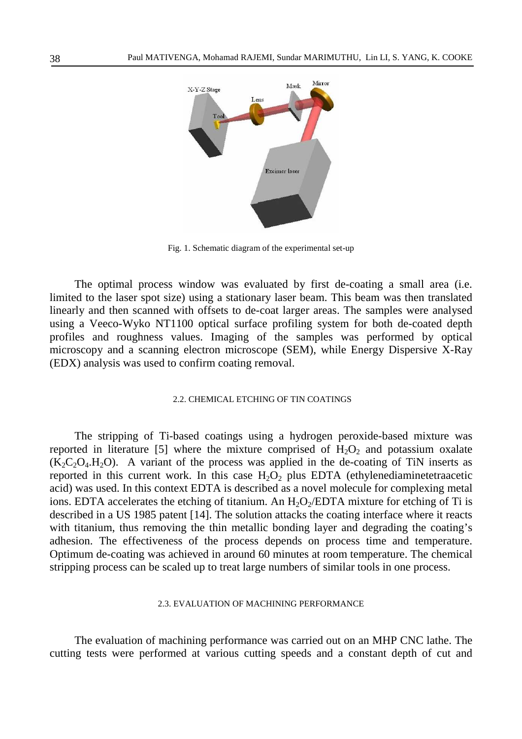Fig. 1. Schematic diagram of the experimental set-up

The optimal process window was evaluated by first de-coating a small area (i.e. limited to the laser spot size) using a stationary laser beam. This beam was then translated linearly and then scanned with offsets to de-coat larger areas. The samples were analysed using a Veeco-Wyko NT1100 optical surface profiling system for both de-coated depth profiles and roughness values. Imaging of the samples was performed by optical microscopy and a scanning electron microscope (SEM), while Energy Dispersive X-Ray (EDX) analysis was used to confirm coating removal.

### 2.2. CHEMICAL ETCHING OF TIN COATINGS

The stripping of Ti-based coatings using a hydrogen peroxide-based mixture was reported in literature [5] where the mixture comprised of $H_2O_2$ and potassium oxalate ($K_2C_2O_4.H_2O$). A variant of the process was applied in the de-coating of TiN inserts as reported in this current work. In this case $H_2O_2$ plus EDTA (ethylenediaminetetraacetic acid) was used. In this context EDTA is described as a novel molecule for complexing metal ions. EDTA accelerates the etching of titanium. An $H_2O_2$/EDTA mixture for etching of Ti is described in a US 1985 patent [14]. The solution attacks the coating interface where it reacts with titanium, thus removing the thin metallic bonding layer and degrading the coating's adhesion. The effectiveness of the process depends on process time and temperature. Optimum de-coating was achieved in around 60 minutes at room temperature. The chemical stripping process can be scaled up to treat large numbers of similar tools in one process.

### 2.3. EVALUATION OF MACHINING PERFORMANCE

The evaluation of machining performance was carried out on an MHP CNC lathe. The cutting tests were performed at various cutting speeds and a constant depth of cut and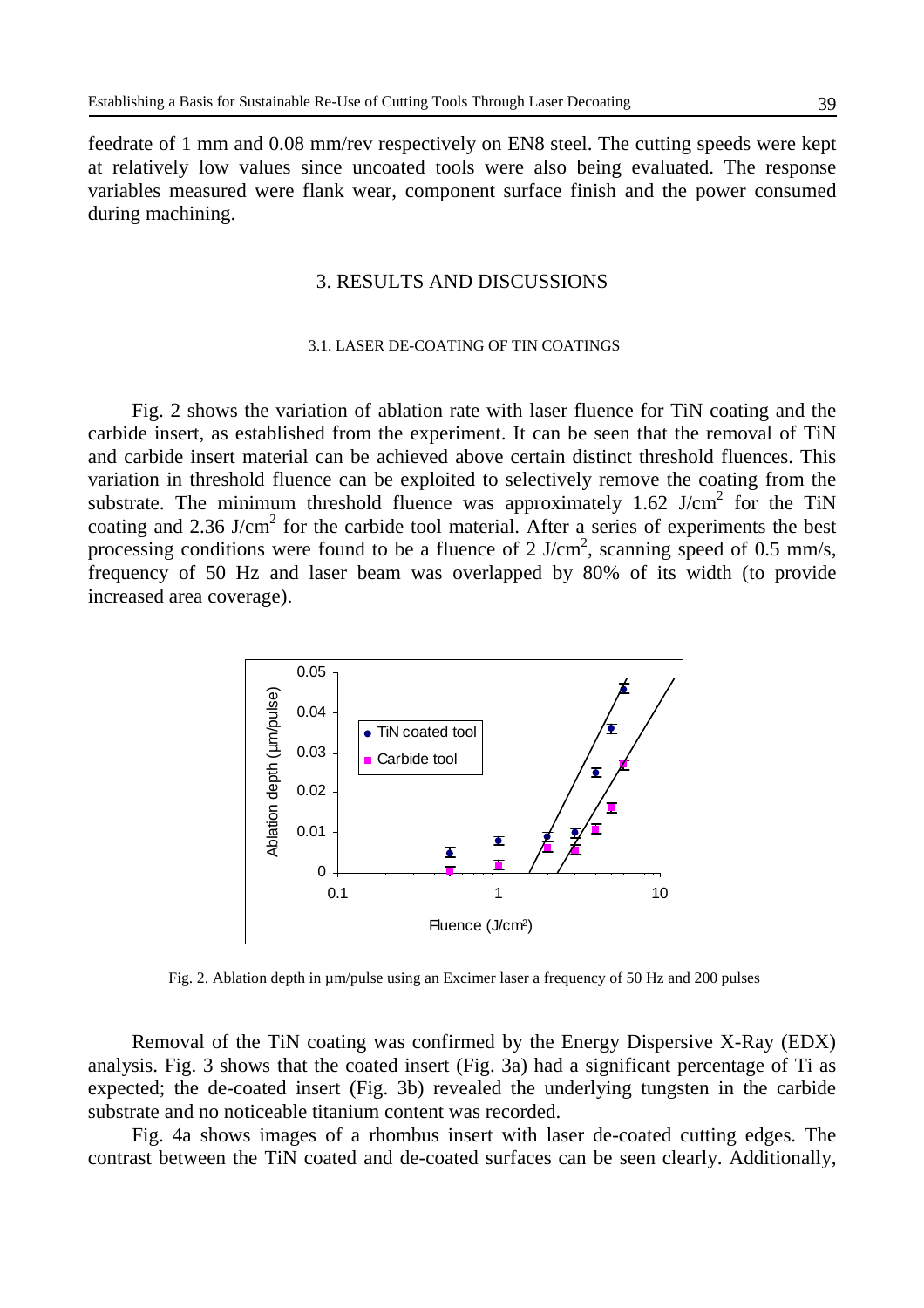feedrate of 1 mm and 0.08 mm/rev respectively on EN8 steel. The cutting speeds were kept at relatively low values since uncoated tools were also being evaluated. The response variables measured were flank wear, component surface finish and the power consumed during machining.

## 3. RESULTS AND DISCUSSIONS

### 3.1. LASER DE-COATING OF TIN COATINGS

Fig. 2 shows the variation of ablation rate with laser fluence for TiN coating and the carbide insert, as established from the experiment. It can be seen that the removal of TiN and carbide insert material can be achieved above certain distinct threshold fluences. This variation in threshold fluence can be exploited to selectively remove the coating from the substrate. The minimum threshold fluence was approximately 1.62 J/cm$^2$ for the TiN coating and 2.36 J/cm$^2$ for the carbide tool material. After a series of experiments the best processing conditions were found to be a fluence of 2 J/cm$^2$, scanning speed of 0.5 mm/s, frequency of 50 Hz and laser beam was overlapped by 80% of its width (to provide increased area coverage).

Fig. 2. Ablation depth in µm/pulse using an Excimer laser a frequency of 50 Hz and 200 pulses

Removal of the TiN coating was confirmed by the Energy Dispersive X-Ray (EDX) analysis. Fig. 3 shows that the coated insert (Fig. 3a) had a significant percentage of Ti as expected; the de-coated insert (Fig. 3b) revealed the underlying tungsten in the carbide substrate and no noticeable titanium content was recorded.

Fig. 4a shows images of a rhombus insert with laser de-coated cutting edges. The contrast between the TiN coated and de-coated surfaces can be seen clearly. Additionally,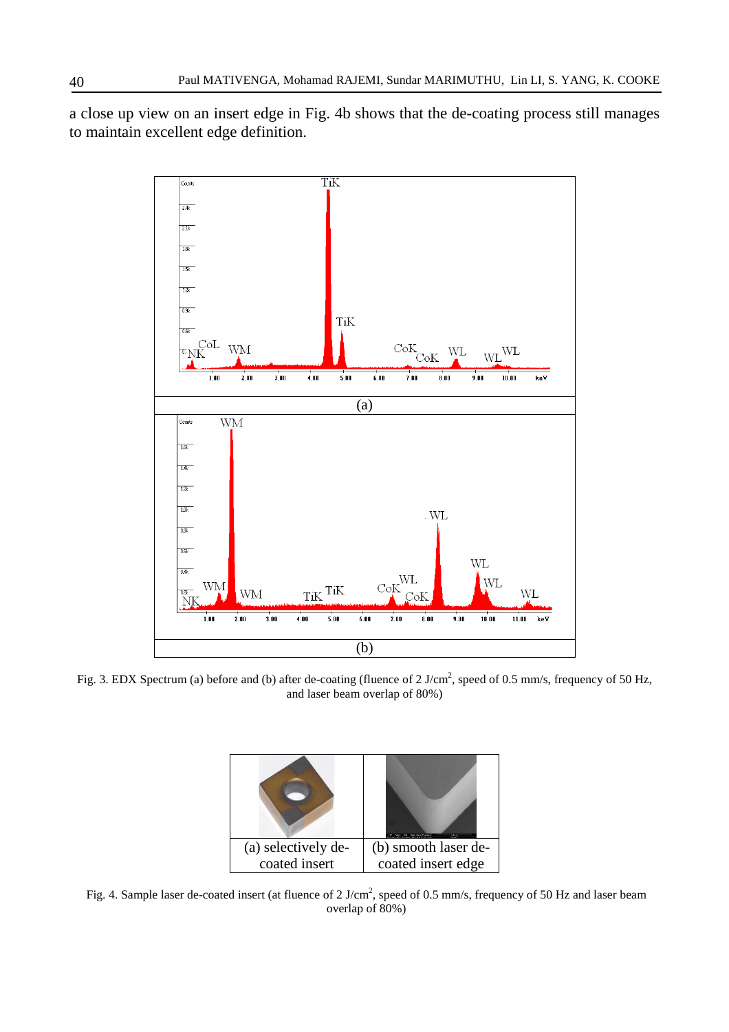a close up view on an insert edge in Fig. 4b shows that the de-coating process still manages to maintain excellent edge definition.

(a)

(b)

Fig. 3. EDX Spectrum (a) before and (b) after de-coating (fluence of 2 J/cm$^2$, speed of 0.5 mm/s, frequency of 50 Hz, and laser beam overlap of 80%)

| (a) selectively de-coated insert | (b) smooth laser de-coated insert edge |
|---|---|

Fig. 4. Sample laser de-coated insert (at fluence of 2 J/cm$^2$, speed of 0.5 mm/s, frequency of 50 Hz and laser beam overlap of 80%)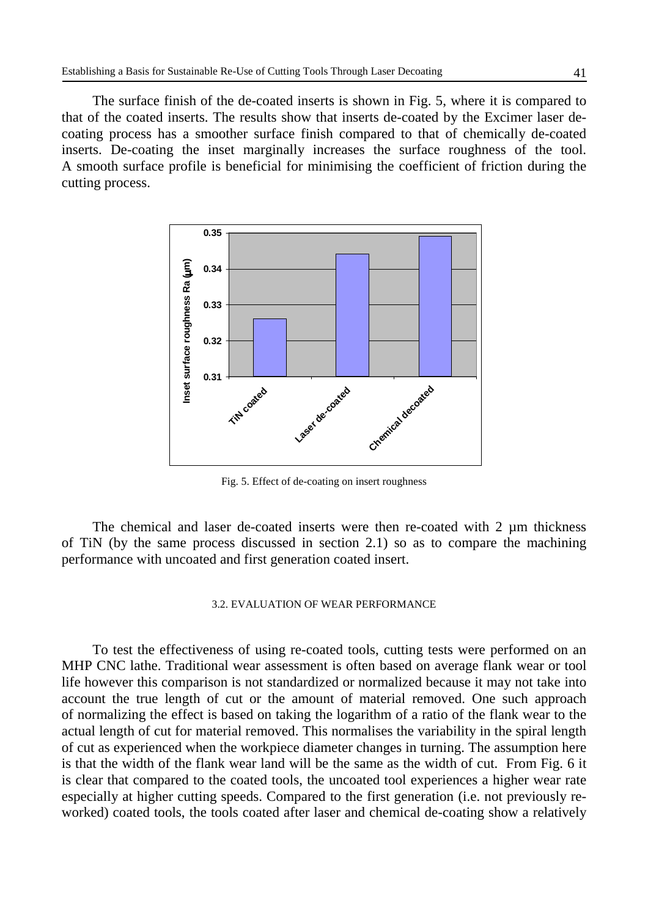The surface finish of the de-coated inserts is shown in Fig. 5, where it is compared to that of the coated inserts. The results show that inserts de-coated by the Excimer laser de-coating process has a smoother surface finish compared to that of chemically de-coated inserts. De-coating the inset marginally increases the surface roughness of the tool. A smooth surface profile is beneficial for minimising the coefficient of friction during the cutting process.

Fig. 5. Effect of de-coating on insert roughness

The chemical and laser de-coated inserts were then re-coated with 2 μm thickness of TiN (by the same process discussed in section 2.1) so as to compare the machining performance with uncoated and first generation coated insert.

### 3.2. EVALUATION OF WEAR PERFORMANCE

To test the effectiveness of using re-coated tools, cutting tests were performed on an MHP CNC lathe. Traditional wear assessment is often based on average flank wear or tool life however this comparison is not standardized or normalized because it may not take into account the true length of cut or the amount of material removed. One such approach of normalizing the effect is based on taking the logarithm of a ratio of the flank wear to the actual length of cut for material removed. This normalises the variability in the spiral length of cut as experienced when the workpiece diameter changes in turning. The assumption here is that the width of the flank wear land will be the same as the width of cut. From Fig. 6 it is clear that compared to the coated tools, the uncoated tool experiences a higher wear rate especially at higher cutting speeds. Compared to the first generation (i.e. not previously re-worked) coated tools, the tools coated after laser and chemical de-coating show a relatively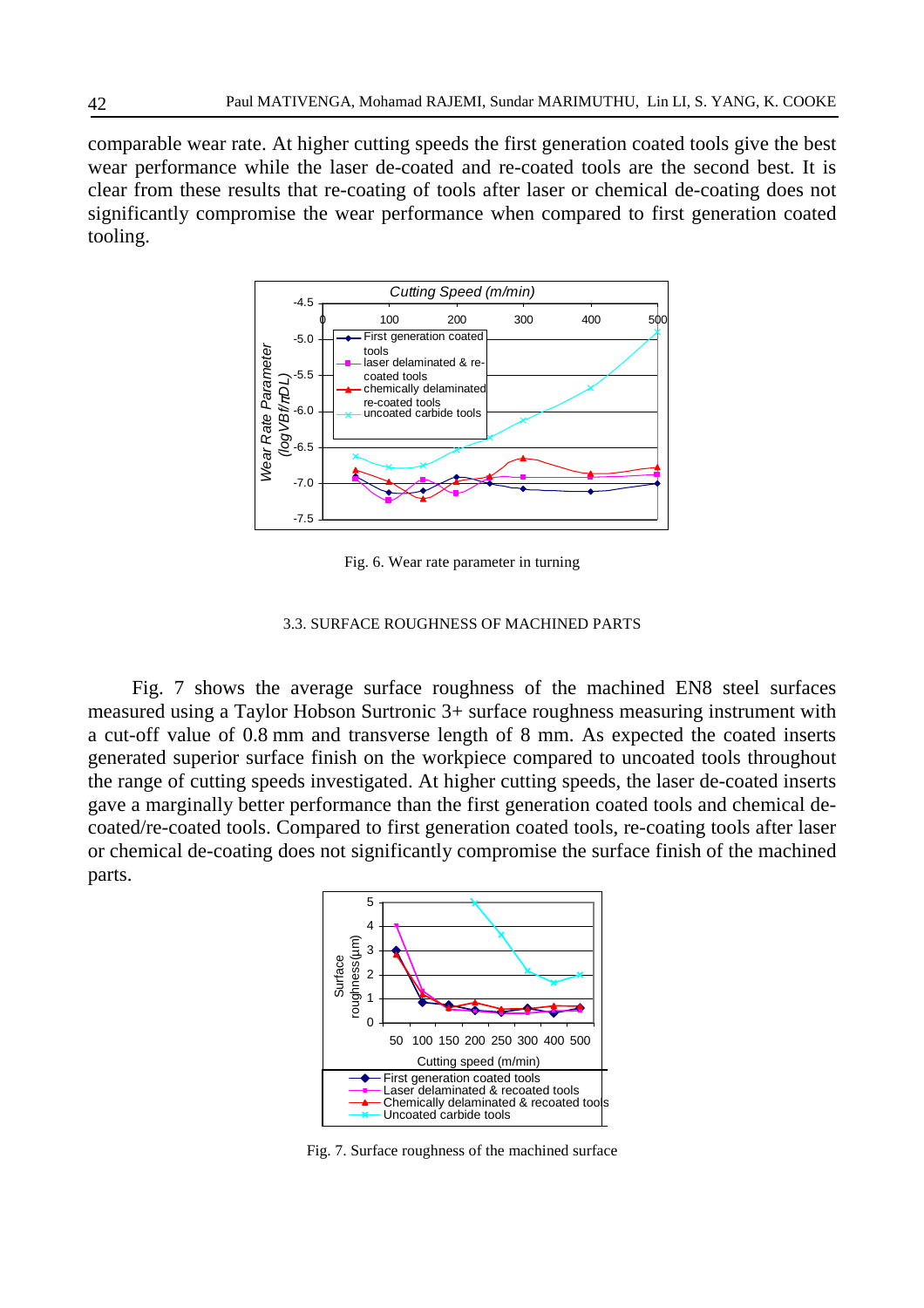comparable wear rate. At higher cutting speeds the first generation coated tools give the best wear performance while the laser de-coated and re-coated tools are the second best. It is clear from these results that re-coating of tools after laser or chemical de-coating does not significantly compromise the wear performance when compared to first generation coated tooling.

Fig. 6. Wear rate parameter in turning

### 3.3. SURFACE ROUGHNESS OF MACHINED PARTS

Fig. 7 shows the average surface roughness of the machined EN8 steel surfaces measured using a Taylor Hobson Surtronic 3+ surface roughness measuring instrument with a cut-off value of 0.8 mm and transverse length of 8 mm. As expected the coated inserts generated superior surface finish on the workpiece compared to uncoated tools throughout the range of cutting speeds investigated. At higher cutting speeds, the laser de-coated inserts gave a marginally better performance than the first generation coated tools and chemical de-coated/re-coated tools. Compared to first generation coated tools, re-coating tools after laser or chemical de-coating does not significantly compromise the surface finish of the machined parts.

Fig. 7. Surface roughness of the machined surface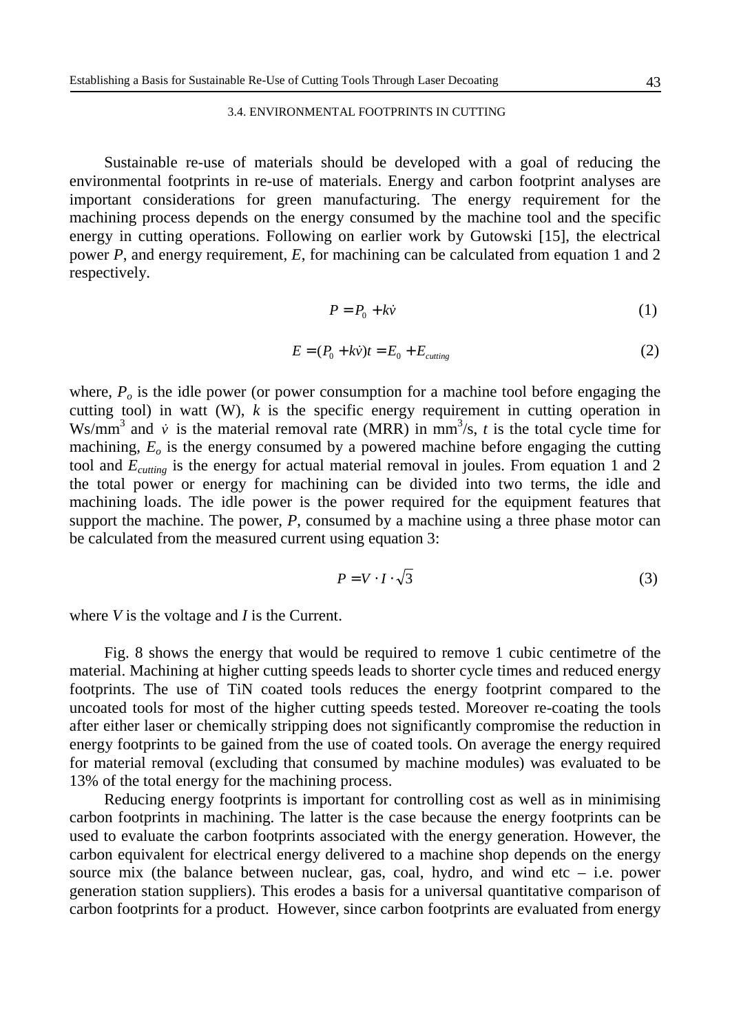### 3.4. ENVIRONMENTAL FOOTPRINTS IN CUTTING

Sustainable re-use of materials should be developed with a goal of reducing the environmental footprints in re-use of materials. Energy and carbon footprint analyses are important considerations for green manufacturing. The energy requirement for the machining process depends on the energy consumed by the machine tool and the specific energy in cutting operations. Following on earlier work by Gutowski [15], the electrical power *P*, and energy requirement, *E*, for machining can be calculated from equation 1 and 2 respectively.

$$P = P_0 + k\dot{v} \tag{1}$$

$$E = (P_0 + k\dot{v})t = E_0 + E_{cutting} \tag{2}$$

where, $P_o$ is the idle power (or power consumption for a machine tool before engaging the cutting tool) in watt (W), $k$ is the specific energy requirement in cutting operation in Ws/mm$^3$ and $\dot{v}$ is the material removal rate (MRR) in mm$^3$/s, $t$ is the total cycle time for machining, $E_o$ is the energy consumed by a powered machine before engaging the cutting tool and $E_{cutting}$ is the energy for actual material removal in joules. From equation 1 and 2 the total power or energy for machining can be divided into two terms, the idle and machining loads. The idle power is the power required for the equipment features that support the machine. The power, *P*, consumed by a machine using a three phase motor can be calculated from the measured current using equation 3:

$$P = V \cdot I \cdot \sqrt{3} \tag{3}$$

where *V* is the voltage and *I* is the Current.

Fig. 8 shows the energy that would be required to remove 1 cubic centimetre of the material. Machining at higher cutting speeds leads to shorter cycle times and reduced energy footprints. The use of TiN coated tools reduces the energy footprint compared to the uncoated tools for most of the higher cutting speeds tested. Moreover re-coating the tools after either laser or chemically stripping does not significantly compromise the reduction in energy footprints to be gained from the use of coated tools. On average the energy required for material removal (excluding that consumed by machine modules) was evaluated to be 13% of the total energy for the machining process.

Reducing energy footprints is important for controlling cost as well as in minimising carbon footprints in machining. The latter is the case because the energy footprints can be used to evaluate the carbon footprints associated with the energy generation. However, the carbon equivalent for electrical energy delivered to a machine shop depends on the energy source mix (the balance between nuclear, gas, coal, hydro, and wind etc – i.e. power generation station suppliers). This erodes a basis for a universal quantitative comparison of carbon footprints for a product. However, since carbon footprints are evaluated from energy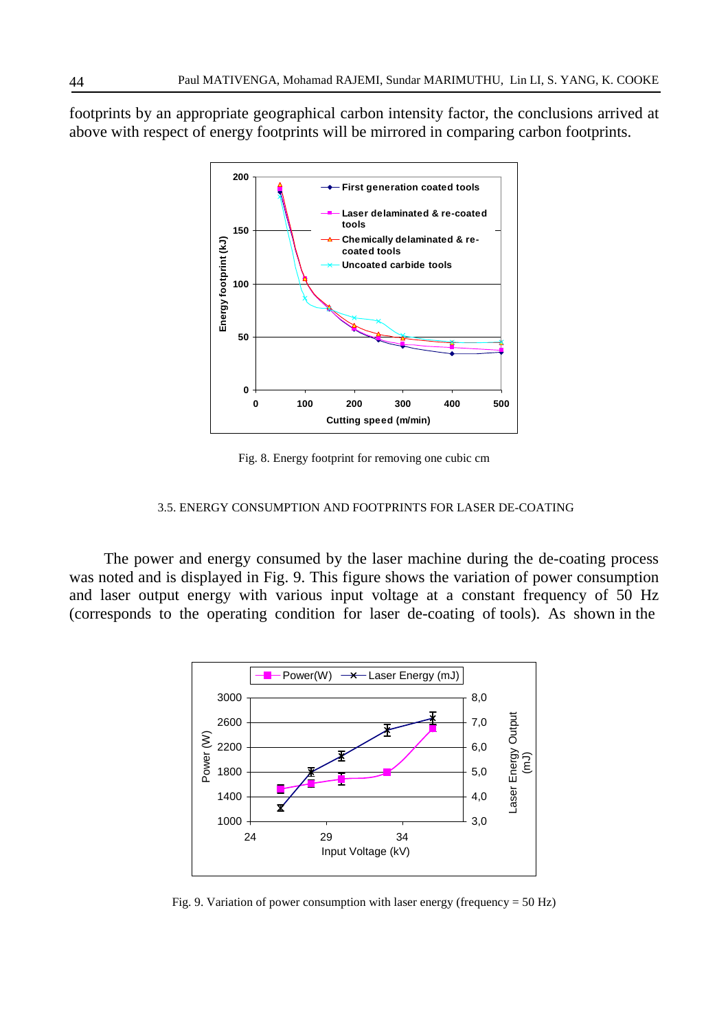footprints by an appropriate geographical carbon intensity factor, the conclusions arrived at above with respect of energy footprints will be mirrored in comparing carbon footprints.

Fig. 8. Energy footprint for removing one cubic cm

### 3.5. ENERGY CONSUMPTION AND FOOTPRINTS FOR LASER DE-COATING

The power and energy consumed by the laser machine during the de-coating process was noted and is displayed in Fig. 9. This figure shows the variation of power consumption and laser output energy with various input voltage at a constant frequency of 50 Hz (corresponds to the operating condition for laser de-coating of tools). As shown in the

Fig. 9. Variation of power consumption with laser energy (frequency = 50 Hz)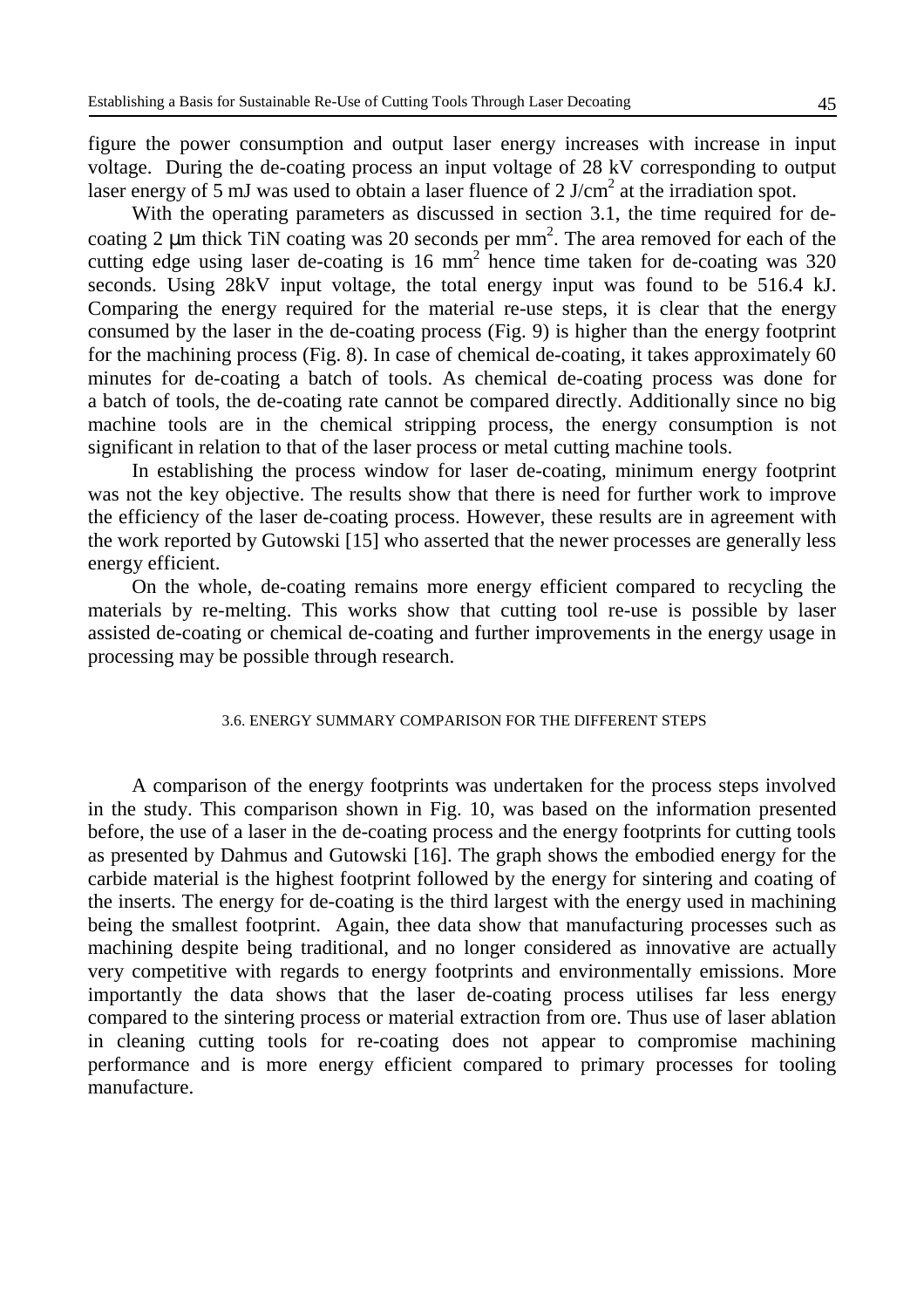figure the power consumption and output laser energy increases with increase in input voltage. During the de-coating process an input voltage of 28 kV corresponding to output laser energy of 5 mJ was used to obtain a laser fluence of 2 $J/cm^2$ at the irradiation spot.

With the operating parameters as discussed in section 3.1, the time required for de-coating 2 μm thick TiN coating was 20 seconds per $mm^2$. The area removed for each of the cutting edge using laser de-coating is 16 $mm^2$ hence time taken for de-coating was 320 seconds. Using 28kV input voltage, the total energy input was found to be 516.4 kJ. Comparing the energy required for the material re-use steps, it is clear that the energy consumed by the laser in the de-coating process (Fig. 9) is higher than the energy footprint for the machining process (Fig. 8). In case of chemical de-coating, it takes approximately 60 minutes for de-coating a batch of tools. As chemical de-coating process was done for a batch of tools, the de-coating rate cannot be compared directly. Additionally since no big machine tools are in the chemical stripping process, the energy consumption is not significant in relation to that of the laser process or metal cutting machine tools.

In establishing the process window for laser de-coating, minimum energy footprint was not the key objective. The results show that there is need for further work to improve the efficiency of the laser de-coating process. However, these results are in agreement with the work reported by Gutowski [15] who asserted that the newer processes are generally less energy efficient.

On the whole, de-coating remains more energy efficient compared to recycling the materials by re-melting. This works show that cutting tool re-use is possible by laser assisted de-coating or chemical de-coating and further improvements in the energy usage in processing may be possible through research.

### 3.6. ENERGY SUMMARY COMPARISON FOR THE DIFFERENT STEPS

A comparison of the energy footprints was undertaken for the process steps involved in the study. This comparison shown in Fig. 10, was based on the information presented before, the use of a laser in the de-coating process and the energy footprints for cutting tools as presented by Dahmus and Gutowski [16]. The graph shows the embodied energy for the carbide material is the highest footprint followed by the energy for sintering and coating of the inserts. The energy for de-coating is the third largest with the energy used in machining being the smallest footprint. Again, thee data show that manufacturing processes such as machining despite being traditional, and no longer considered as innovative are actually very competitive with regards to energy footprints and environmentally emissions. More importantly the data shows that the laser de-coating process utilises far less energy compared to the sintering process or material extraction from ore. Thus use of laser ablation in cleaning cutting tools for re-coating does not appear to compromise machining performance and is more energy efficient compared to primary processes for tooling manufacture.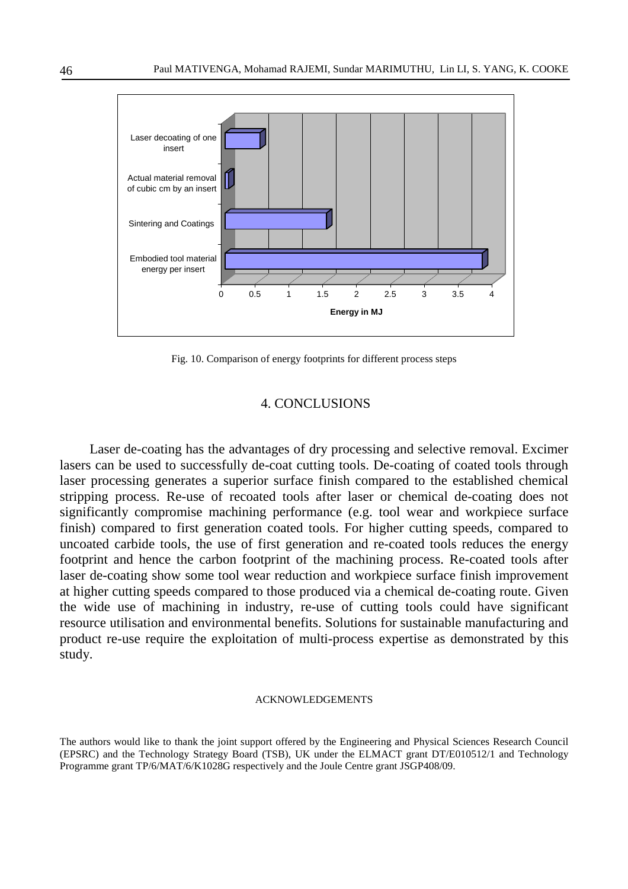Fig. 10. Comparison of energy footprints for different process steps

## 4. CONCLUSIONS

Laser de-coating has the advantages of dry processing and selective removal. Excimer lasers can be used to successfully de-coat cutting tools. De-coating of coated tools through laser processing generates a superior surface finish compared to the established chemical stripping process. Re-use of recoated tools after laser or chemical de-coating does not significantly compromise machining performance (e.g. tool wear and workpiece surface finish) compared to first generation coated tools. For higher cutting speeds, compared to uncoated carbide tools, the use of first generation and re-coated tools reduces the energy footprint and hence the carbon footprint of the machining process. Re-coated tools after laser de-coating show some tool wear reduction and workpiece surface finish improvement at higher cutting speeds compared to those produced via a chemical de-coating route. Given the wide use of machining in industry, re-use of cutting tools could have significant resource utilisation and environmental benefits. Solutions for sustainable manufacturing and product re-use require the exploitation of multi-process expertise as demonstrated by this study.

### ACKNOWLEDGEMENTS

The authors would like to thank the joint support offered by the Engineering and Physical Sciences Research Council (EPSRC) and the Technology Strategy Board (TSB), UK under the ELMACT grant DT/E010512/1 and Technology Programme grant TP/6/MAT/6/K1028G respectively and the Joule Centre grant JSGP408/09.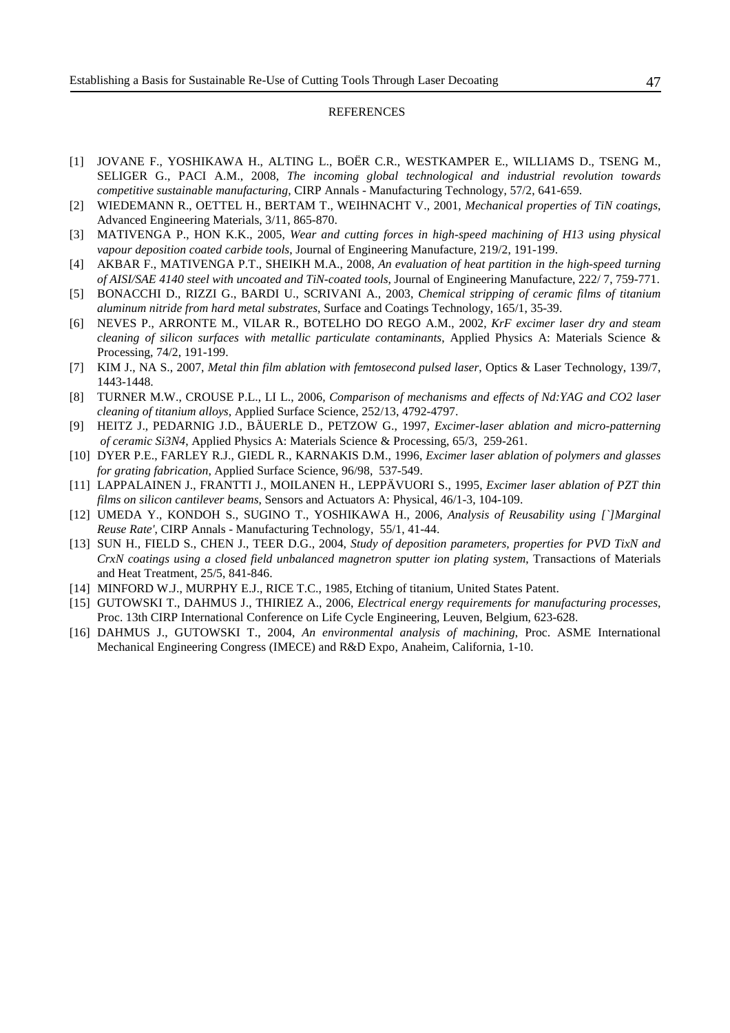## REFERENCES

[1] JOVANE F., YOSHIKAWA H., ALTING L., BOËR C.R., WESTKAMPER E., WILLIAMS D., TSENG M., SELIGER G., PACI A.M., 2008, *The incoming global technological and industrial revolution towards competitive sustainable manufacturing*, CIRP Annals - Manufacturing Technology, 57/2, 641-659.

[2] WIEDEMANN R., OETTEL H., BERTAM T., WEIHNACHT V., 2001, *Mechanical properties of TiN coatings*, Advanced Engineering Materials, 3/11, 865-870.

[3] MATIVENGA P., HON K.K., 2005, *Wear and cutting forces in high-speed machining of H13 using physical vapour deposition coated carbide tools*, Journal of Engineering Manufacture, 219/2, 191-199.

[4] AKBAR F., MATIVENGA P.T., SHEIKH M.A., 2008, *An evaluation of heat partition in the high-speed turning of AISI/SAE 4140 steel with uncoated and TiN-coated tools*, Journal of Engineering Manufacture, 222/ 7, 759-771.

[5] BONACCHI D., RIZZI G., BARDI U., SCRIVANI A., 2003, *Chemical stripping of ceramic films of titanium aluminum nitride from hard metal substrates*, Surface and Coatings Technology, 165/1, 35-39.

[6] NEVES P., ARRONTE M., VILAR R., BOTELHO DO REGO A.M., 2002, *KrF excimer laser dry and steam cleaning of silicon surfaces with metallic particulate contaminants*, Applied Physics A: Materials Science & Processing, 74/2, 191-199.

[7] KIM J., NA S., 2007, *Metal thin film ablation with femtosecond pulsed laser*, Optics & Laser Technology, 139/7, 1443-1448.

[8] TURNER M.W., CROUSE P.L., LI L., 2006, *Comparison of mechanisms and effects of Nd:YAG and CO2 laser cleaning of titanium alloys*, Applied Surface Science, 252/13, 4792-4797.

[9] HEITZ J., PEDARNIG J.D., BÄUERLE D., PETZOW G., 1997, *Excimer-laser ablation and micro-patterning of ceramic Si3N4*, Applied Physics A: Materials Science & Processing, 65/3, 259-261.

[10] DYER P.E., FARLEY R.J., GIEDL R., KARNAKIS D.M., 1996, *Excimer laser ablation of polymers and glasses for grating fabrication*, Applied Surface Science, 96/98, 537-549.

[11] LAPPALAINEN J., FRANTTI J., MOILANEN H., LEPPÄVUORI S., 1995, *Excimer laser ablation of PZT thin films on silicon cantilever beams*, Sensors and Actuators A: Physical, 46/1-3, 104-109.

[12] UMEDA Y., KONDOH S., SUGINO T., YOSHIKAWA H., 2006, *Analysis of Reusability using [`]Marginal Reuse Rate'*, CIRP Annals - Manufacturing Technology, 55/1, 41-44.

[13] SUN H., FIELD S., CHEN J., TEER D.G., 2004, *Study of deposition parameters, properties for PVD TixN and CrxN coatings using a closed field unbalanced magnetron sputter ion plating system*, Transactions of Materials and Heat Treatment, 25/5, 841-846.

[14] MINFORD W.J., MURPHY E.J., RICE T.C., 1985, Etching of titanium, United States Patent.

[15] GUTOWSKI T., DAHMUS J., THIRIEZ A., 2006, *Electrical energy requirements for manufacturing processes*, Proc. 13th CIRP International Conference on Life Cycle Engineering, Leuven, Belgium, 623-628.

[16] DAHMUS J., GUTOWSKI T., 2004, *An environmental analysis of machining*, Proc. ASME International Mechanical Engineering Congress (IMECE) and R&D Expo, Anaheim, California, 1-10.